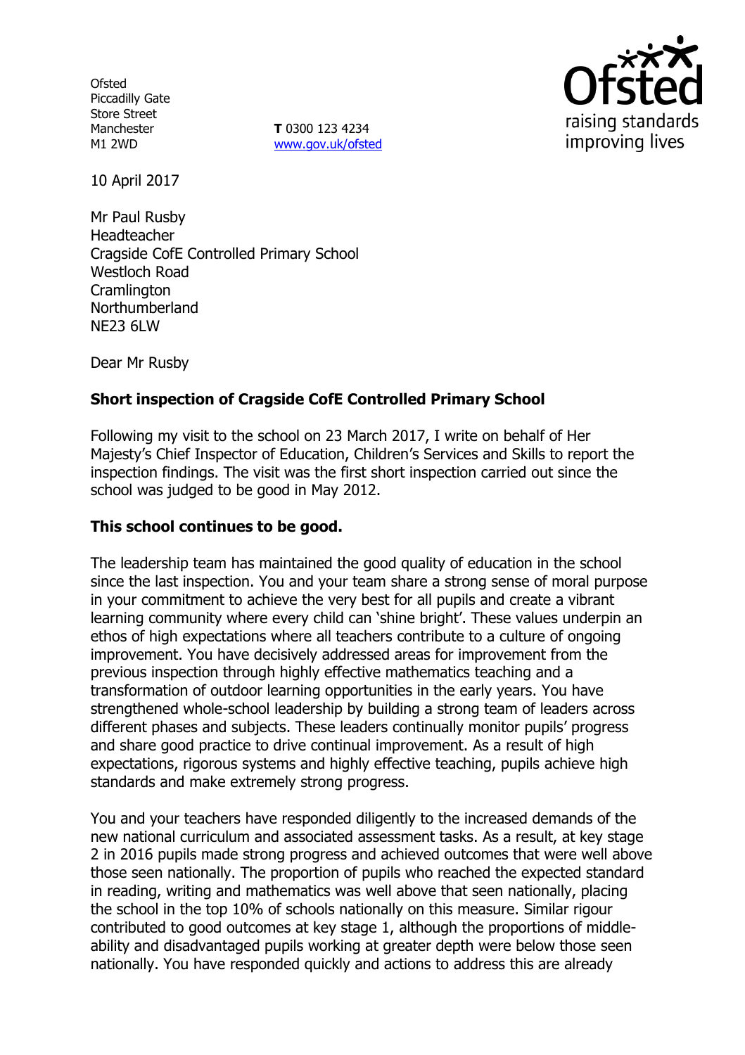Ofsted
Piccadilly Gate
Store Street
Manchester
M1 2WD

**T** 0300 123 4234
www.gov.uk/ofsted

10 April 2017

Mr Paul Rusby
Headteacher
Cragside CofE Controlled Primary School
Westloch Road
Cramlington
Northumberland
NE23 6LW

Dear Mr Rusby

**Short inspection of Cragside CofE Controlled Primary School**

Following my visit to the school on 23 March 2017, I write on behalf of Her Majesty's Chief Inspector of Education, Children's Services and Skills to report the inspection findings. The visit was the first short inspection carried out since the school was judged to be good in May 2012.

**This school continues to be good.**

The leadership team has maintained the good quality of education in the school since the last inspection. You and your team share a strong sense of moral purpose in your commitment to achieve the very best for all pupils and create a vibrant learning community where every child can 'shine bright'. These values underpin an ethos of high expectations where all teachers contribute to a culture of ongoing improvement. You have decisively addressed areas for improvement from the previous inspection through highly effective mathematics teaching and a transformation of outdoor learning opportunities in the early years. You have strengthened whole-school leadership by building a strong team of leaders across different phases and subjects. These leaders continually monitor pupils' progress and share good practice to drive continual improvement. As a result of high expectations, rigorous systems and highly effective teaching, pupils achieve high standards and make extremely strong progress.

You and your teachers have responded diligently to the increased demands of the new national curriculum and associated assessment tasks. As a result, at key stage 2 in 2016 pupils made strong progress and achieved outcomes that were well above those seen nationally. The proportion of pupils who reached the expected standard in reading, writing and mathematics was well above that seen nationally, placing the school in the top 10% of schools nationally on this measure. Similar rigour contributed to good outcomes at key stage 1, although the proportions of middle-ability and disadvantaged pupils working at greater depth were below those seen nationally. You have responded quickly and actions to address this are already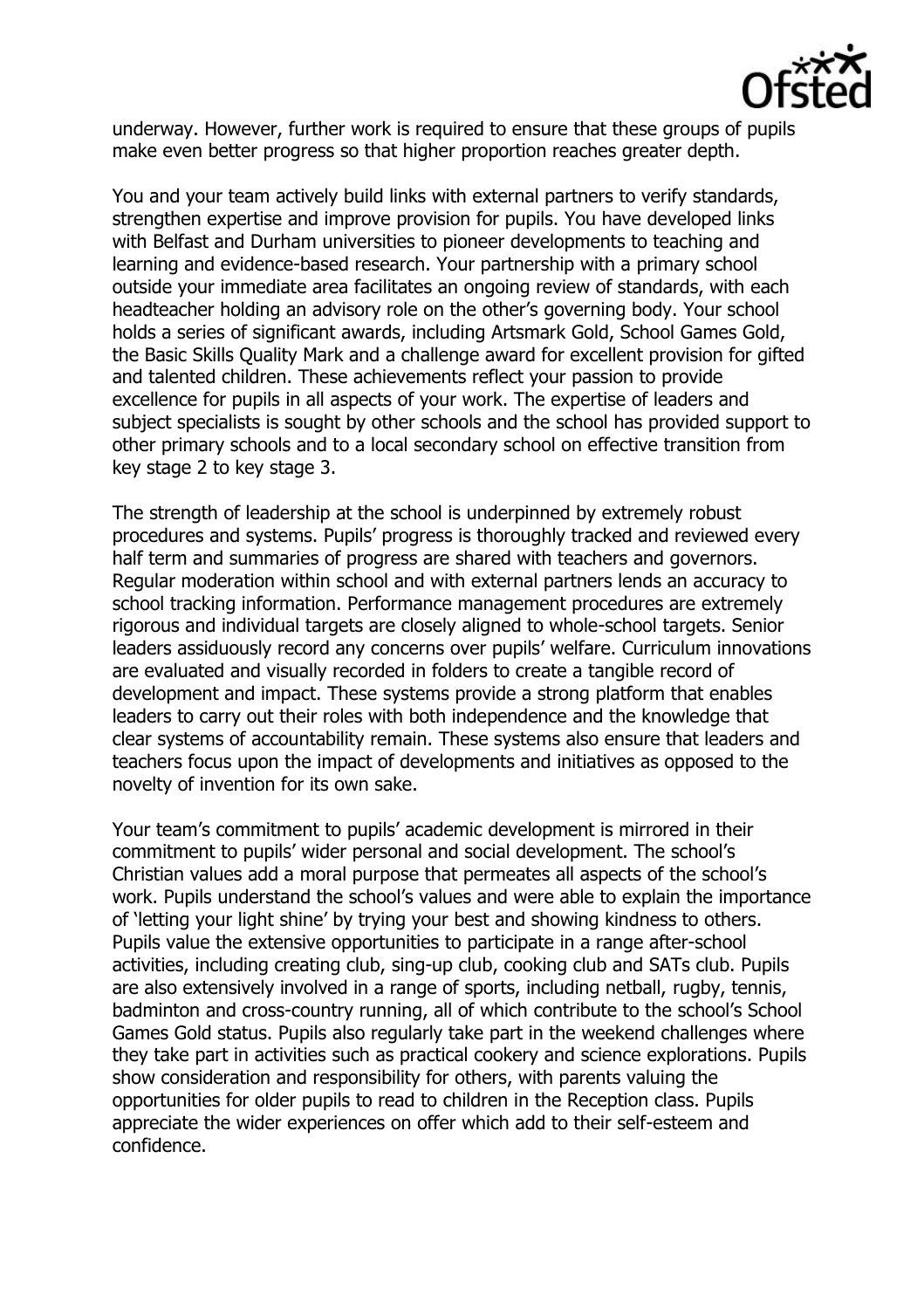underway. However, further work is required to ensure that these groups of pupils make even better progress so that higher proportion reaches greater depth.

You and your team actively build links with external partners to verify standards, strengthen expertise and improve provision for pupils. You have developed links with Belfast and Durham universities to pioneer developments to teaching and learning and evidence-based research. Your partnership with a primary school outside your immediate area facilitates an ongoing review of standards, with each headteacher holding an advisory role on the other's governing body. Your school holds a series of significant awards, including Artsmark Gold, School Games Gold, the Basic Skills Quality Mark and a challenge award for excellent provision for gifted and talented children. These achievements reflect your passion to provide excellence for pupils in all aspects of your work. The expertise of leaders and subject specialists is sought by other schools and the school has provided support to other primary schools and to a local secondary school on effective transition from key stage 2 to key stage 3.

The strength of leadership at the school is underpinned by extremely robust procedures and systems. Pupils' progress is thoroughly tracked and reviewed every half term and summaries of progress are shared with teachers and governors. Regular moderation within school and with external partners lends an accuracy to school tracking information. Performance management procedures are extremely rigorous and individual targets are closely aligned to whole-school targets. Senior leaders assiduously record any concerns over pupils' welfare. Curriculum innovations are evaluated and visually recorded in folders to create a tangible record of development and impact. These systems provide a strong platform that enables leaders to carry out their roles with both independence and the knowledge that clear systems of accountability remain. These systems also ensure that leaders and teachers focus upon the impact of developments and initiatives as opposed to the novelty of invention for its own sake.

Your team's commitment to pupils' academic development is mirrored in their commitment to pupils' wider personal and social development. The school's Christian values add a moral purpose that permeates all aspects of the school's work. Pupils understand the school's values and were able to explain the importance of 'letting your light shine' by trying your best and showing kindness to others. Pupils value the extensive opportunities to participate in a range after-school activities, including creating club, sing-up club, cooking club and SATs club. Pupils are also extensively involved in a range of sports, including netball, rugby, tennis, badminton and cross-country running, all of which contribute to the school's School Games Gold status. Pupils also regularly take part in the weekend challenges where they take part in activities such as practical cookery and science explorations. Pupils show consideration and responsibility for others, with parents valuing the opportunities for older pupils to read to children in the Reception class. Pupils appreciate the wider experiences on offer which add to their self-esteem and confidence.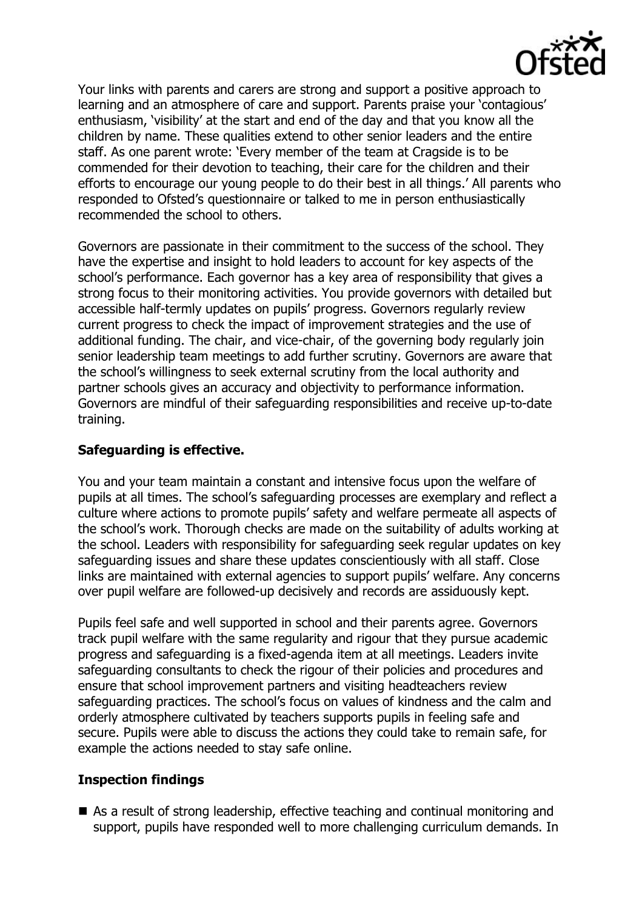Your links with parents and carers are strong and support a positive approach to learning and an atmosphere of care and support. Parents praise your 'contagious' enthusiasm, 'visibility' at the start and end of the day and that you know all the children by name. These qualities extend to other senior leaders and the entire staff. As one parent wrote: 'Every member of the team at Cragside is to be commended for their devotion to teaching, their care for the children and their efforts to encourage our young people to do their best in all things.' All parents who responded to Ofsted's questionnaire or talked to me in person enthusiastically recommended the school to others.

Governors are passionate in their commitment to the success of the school. They have the expertise and insight to hold leaders to account for key aspects of the school's performance. Each governor has a key area of responsibility that gives a strong focus to their monitoring activities. You provide governors with detailed but accessible half-termly updates on pupils' progress. Governors regularly review current progress to check the impact of improvement strategies and the use of additional funding. The chair, and vice-chair, of the governing body regularly join senior leadership team meetings to add further scrutiny. Governors are aware that the school's willingness to seek external scrutiny from the local authority and partner schools gives an accuracy and objectivity to performance information. Governors are mindful of their safeguarding responsibilities and receive up-to-date training.

**Safeguarding is effective.**

You and your team maintain a constant and intensive focus upon the welfare of pupils at all times. The school's safeguarding processes are exemplary and reflect a culture where actions to promote pupils' safety and welfare permeate all aspects of the school's work. Thorough checks are made on the suitability of adults working at the school. Leaders with responsibility for safeguarding seek regular updates on key safeguarding issues and share these updates conscientiously with all staff. Close links are maintained with external agencies to support pupils' welfare. Any concerns over pupil welfare are followed-up decisively and records are assiduously kept.

Pupils feel safe and well supported in school and their parents agree. Governors track pupil welfare with the same regularity and rigour that they pursue academic progress and safeguarding is a fixed-agenda item at all meetings. Leaders invite safeguarding consultants to check the rigour of their policies and procedures and ensure that school improvement partners and visiting headteachers review safeguarding practices. The school's focus on values of kindness and the calm and orderly atmosphere cultivated by teachers supports pupils in feeling safe and secure. Pupils were able to discuss the actions they could take to remain safe, for example the actions needed to stay safe online.

**Inspection findings**

- As a result of strong leadership, effective teaching and continual monitoring and support, pupils have responded well to more challenging curriculum demands. In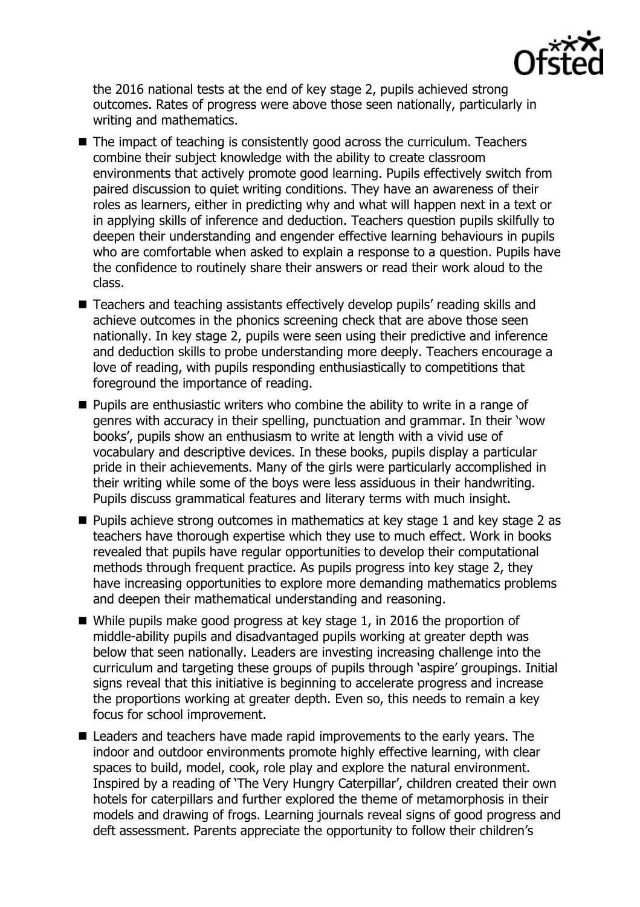the 2016 national tests at the end of key stage 2, pupils achieved strong outcomes. Rates of progress were above those seen nationally, particularly in writing and mathematics.

- The impact of teaching is consistently good across the curriculum. Teachers combine their subject knowledge with the ability to create classroom environments that actively promote good learning. Pupils effectively switch from paired discussion to quiet writing conditions. They have an awareness of their roles as learners, either in predicting why and what will happen next in a text or in applying skills of inference and deduction. Teachers question pupils skilfully to deepen their understanding and engender effective learning behaviours in pupils who are comfortable when asked to explain a response to a question. Pupils have the confidence to routinely share their answers or read their work aloud to the class.
- Teachers and teaching assistants effectively develop pupils' reading skills and achieve outcomes in the phonics screening check that are above those seen nationally. In key stage 2, pupils were seen using their predictive and inference and deduction skills to probe understanding more deeply. Teachers encourage a love of reading, with pupils responding enthusiastically to competitions that foreground the importance of reading.
- Pupils are enthusiastic writers who combine the ability to write in a range of genres with accuracy in their spelling, punctuation and grammar. In their 'wow books', pupils show an enthusiasm to write at length with a vivid use of vocabulary and descriptive devices. In these books, pupils display a particular pride in their achievements. Many of the girls were particularly accomplished in their writing while some of the boys were less assiduous in their handwriting. Pupils discuss grammatical features and literary terms with much insight.
- Pupils achieve strong outcomes in mathematics at key stage 1 and key stage 2 as teachers have thorough expertise which they use to much effect. Work in books revealed that pupils have regular opportunities to develop their computational methods through frequent practice. As pupils progress into key stage 2, they have increasing opportunities to explore more demanding mathematics problems and deepen their mathematical understanding and reasoning.
- While pupils make good progress at key stage 1, in 2016 the proportion of middle-ability pupils and disadvantaged pupils working at greater depth was below that seen nationally. Leaders are investing increasing challenge into the curriculum and targeting these groups of pupils through 'aspire' groupings. Initial signs reveal that this initiative is beginning to accelerate progress and increase the proportions working at greater depth. Even so, this needs to remain a key focus for school improvement.
- Leaders and teachers have made rapid improvements to the early years. The indoor and outdoor environments promote highly effective learning, with clear spaces to build, model, cook, role play and explore the natural environment. Inspired by a reading of 'The Very Hungry Caterpillar', children created their own hotels for caterpillars and further explored the theme of metamorphosis in their models and drawing of frogs. Learning journals reveal signs of good progress and deft assessment. Parents appreciate the opportunity to follow their children's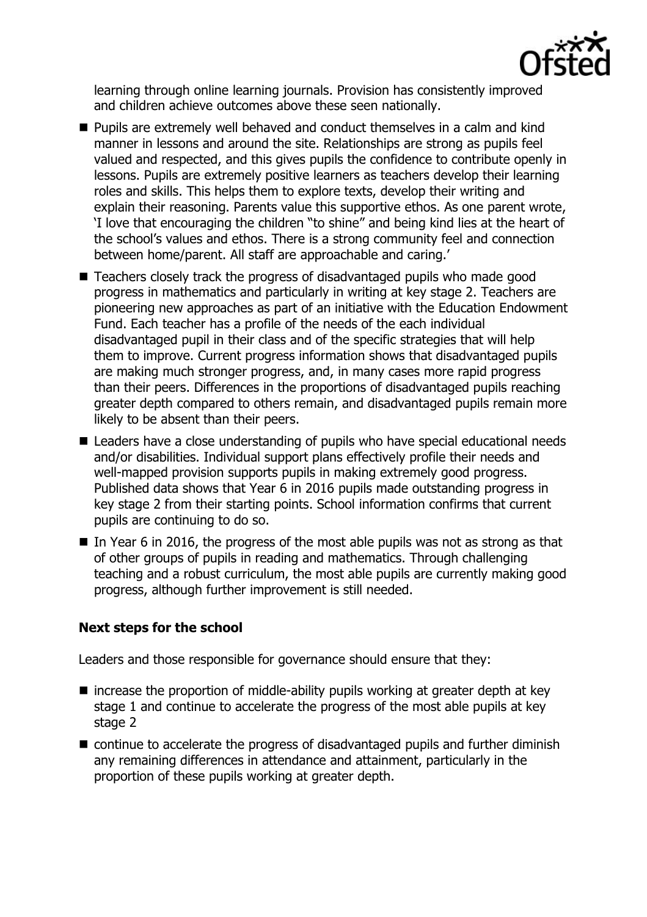learning through online learning journals. Provision has consistently improved and children achieve outcomes above these seen nationally.

- Pupils are extremely well behaved and conduct themselves in a calm and kind manner in lessons and around the site. Relationships are strong as pupils feel valued and respected, and this gives pupils the confidence to contribute openly in lessons. Pupils are extremely positive learners as teachers develop their learning roles and skills. This helps them to explore texts, develop their writing and explain their reasoning. Parents value this supportive ethos. As one parent wrote, 'I love that encouraging the children "to shine" and being kind lies at the heart of the school's values and ethos. There is a strong community feel and connection between home/parent. All staff are approachable and caring.'
- Teachers closely track the progress of disadvantaged pupils who made good progress in mathematics and particularly in writing at key stage 2. Teachers are pioneering new approaches as part of an initiative with the Education Endowment Fund. Each teacher has a profile of the needs of the each individual disadvantaged pupil in their class and of the specific strategies that will help them to improve. Current progress information shows that disadvantaged pupils are making much stronger progress, and, in many cases more rapid progress than their peers. Differences in the proportions of disadvantaged pupils reaching greater depth compared to others remain, and disadvantaged pupils remain more likely to be absent than their peers.
- Leaders have a close understanding of pupils who have special educational needs and/or disabilities. Individual support plans effectively profile their needs and well-mapped provision supports pupils in making extremely good progress. Published data shows that Year 6 in 2016 pupils made outstanding progress in key stage 2 from their starting points. School information confirms that current pupils are continuing to do so.
- In Year 6 in 2016, the progress of the most able pupils was not as strong as that of other groups of pupils in reading and mathematics. Through challenging teaching and a robust curriculum, the most able pupils are currently making good progress, although further improvement is still needed.

### Next steps for the school

Leaders and those responsible for governance should ensure that they:

- increase the proportion of middle-ability pupils working at greater depth at key stage 1 and continue to accelerate the progress of the most able pupils at key stage 2
- continue to accelerate the progress of disadvantaged pupils and further diminish any remaining differences in attendance and attainment, particularly in the proportion of these pupils working at greater depth.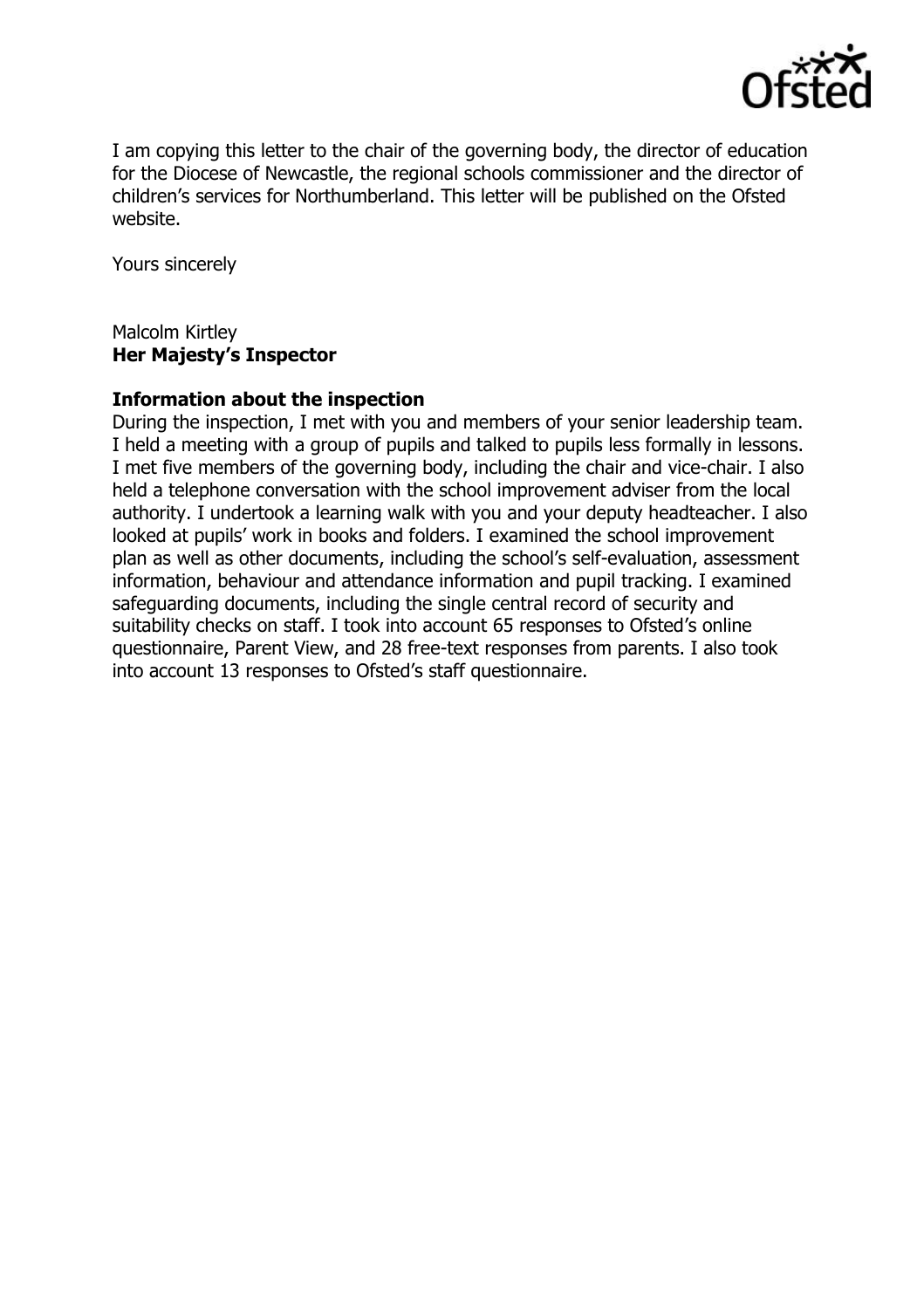I am copying this letter to the chair of the governing body, the director of education for the Diocese of Newcastle, the regional schools commissioner and the director of children's services for Northumberland. This letter will be published on the Ofsted website.

Yours sincerely

Malcolm Kirtley
**Her Majesty's Inspector**

**Information about the inspection**

During the inspection, I met with you and members of your senior leadership team. I held a meeting with a group of pupils and talked to pupils less formally in lessons. I met five members of the governing body, including the chair and vice-chair. I also held a telephone conversation with the school improvement adviser from the local authority. I undertook a learning walk with you and your deputy headteacher. I also looked at pupils' work in books and folders. I examined the school improvement plan as well as other documents, including the school's self-evaluation, assessment information, behaviour and attendance information and pupil tracking. I examined safeguarding documents, including the single central record of security and suitability checks on staff. I took into account 65 responses to Ofsted's online questionnaire, Parent View, and 28 free-text responses from parents. I also took into account 13 responses to Ofsted's staff questionnaire.